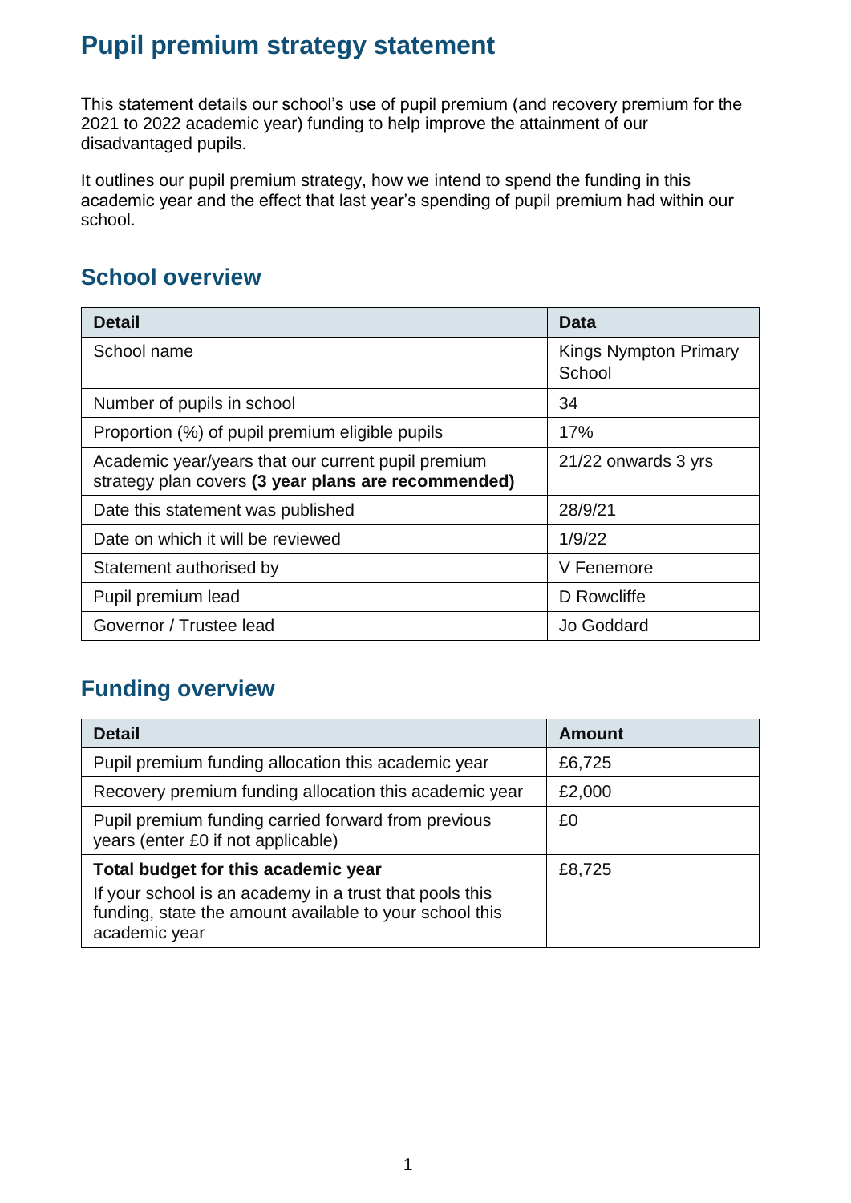# Pupil premium strategy statement

This statement details our school's use of pupil premium (and recovery premium for the 2021 to 2022 academic year) funding to help improve the attainment of our disadvantaged pupils.

It outlines our pupil premium strategy, how we intend to spend the funding in this academic year and the effect that last year's spending of pupil premium had within our school.

## School overview

| Detail | Data |
| --- | --- |
| School name | Kings Nympton Primary School |
| Number of pupils in school | 34 |
| Proportion (%) of pupil premium eligible pupils | 17% |
| Academic year/years that our current pupil premium strategy plan covers **(3 year plans are recommended)** | 21/22 onwards 3 yrs |
| Date this statement was published | 28/9/21 |
| Date on which it will be reviewed | 1/9/22 |
| Statement authorised by | V Fenemore |
| Pupil premium lead | D Rowcliffe |
| Governor / Trustee lead | Jo Goddard |

## Funding overview

| Detail | Amount |
| --- | --- |
| Pupil premium funding allocation this academic year | £6,725 |
| Recovery premium funding allocation this academic year | £2,000 |
| Pupil premium funding carried forward from previous years (enter £0 if not applicable) | £0 |
| **Total budget for this academic year** If your school is an academy in a trust that pools this funding, state the amount available to your school this academic year | £8,725 |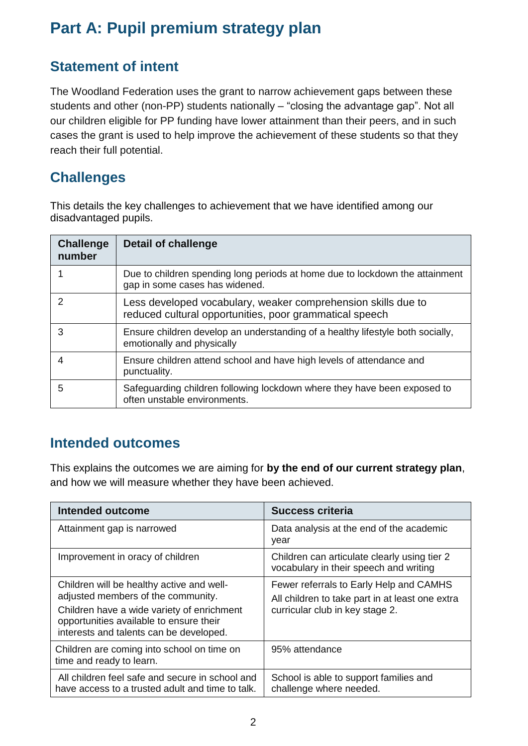# Part A: Pupil premium strategy plan

## Statement of intent

The Woodland Federation uses the grant to narrow achievement gaps between these students and other (non-PP) students nationally – "closing the advantage gap". Not all our children eligible for PP funding have lower attainment than their peers, and in such cases the grant is used to help improve the achievement of these students so that they reach their full potential.

## Challenges

This details the key challenges to achievement that we have identified among our disadvantaged pupils.

| Challenge number | Detail of challenge |
|---|---|
| 1 | Due to children spending long periods at home due to lockdown the attainment gap in some cases has widened. |
| 2 | Less developed vocabulary, weaker comprehension skills due to reduced cultural opportunities, poor grammatical speech |
| 3 | Ensure children develop an understanding of a healthy lifestyle both socially, emotionally and physically |
| 4 | Ensure children attend school and have high levels of attendance and punctuality. |
| 5 | Safeguarding children following lockdown where they have been exposed to often unstable environments. |

## Intended outcomes

This explains the outcomes we are aiming for **by the end of our current strategy plan**, and how we will measure whether they have been achieved.

| Intended outcome | Success criteria |
|---|---|
| Attainment gap is narrowed | Data analysis at the end of the academic year |
| Improvement in oracy of children | Children can articulate clearly using tier 2 vocabulary in their speech and writing |
| Children will be healthy active and well-adjusted members of the community. Children have a wide variety of enrichment opportunities available to ensure their interests and talents can be developed. | Fewer referrals to Early Help and CAMHS All children to take part in at least one extra curricular club in key stage 2. |
| Children are coming into school on time on time and ready to learn. | 95% attendance |
| All children feel safe and secure in school and have access to a trusted adult and time to talk. | School is able to support families and challenge where needed. |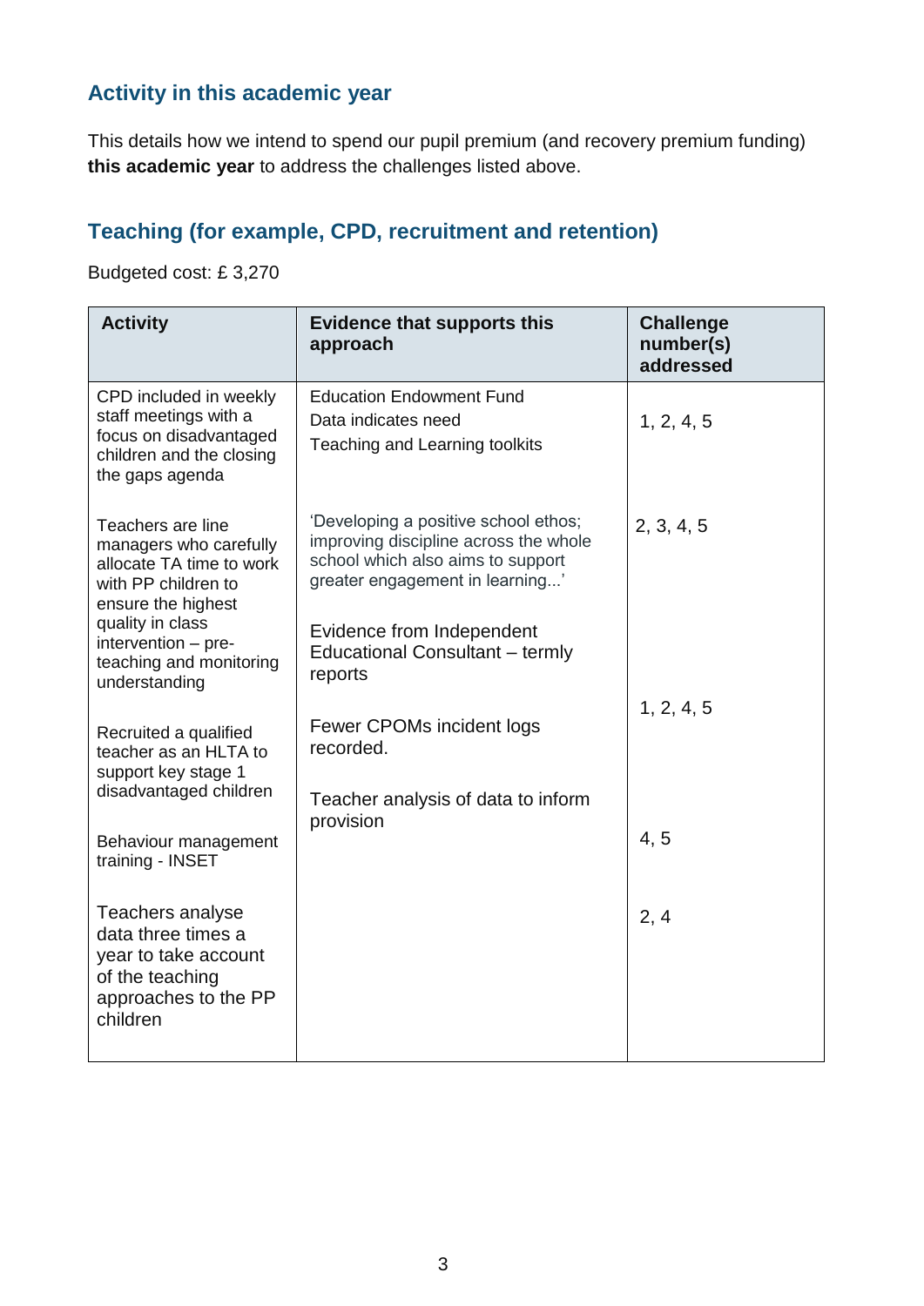## Activity in this academic year

This details how we intend to spend our pupil premium (and recovery premium funding) **this academic year** to address the challenges listed above.

## Teaching (for example, CPD, recruitment and retention)

Budgeted cost: £ 3,270

| Activity | Evidence that supports this approach | Challenge number(s) addressed |
|---|---|---|
| CPD included in weekly staff meetings with a focus on disadvantaged children and the closing the gaps agenda | Education Endowment Fund<br>Data indicates need<br>Teaching and Learning toolkits | 1, 2, 4, 5 |
| Teachers are line managers who carefully allocate TA time to work with PP children to ensure the highest quality in class intervention – pre-teaching and monitoring understanding | 'Developing a positive school ethos; improving discipline across the whole school which also aims to support greater engagement in learning...'<br><br>Evidence from Independent Educational Consultant – termly reports | 2, 3, 4, 5 |
| Recruited a qualified teacher as an HLTA to support key stage 1 disadvantaged children | Fewer CPOMs incident logs recorded. | 1, 2, 4, 5 |
| Behaviour management training - INSET | Teacher analysis of data to inform provision | 4, 5 |
| Teachers analyse data three times a year to take account of the teaching approaches to the PP children | | 2, 4 |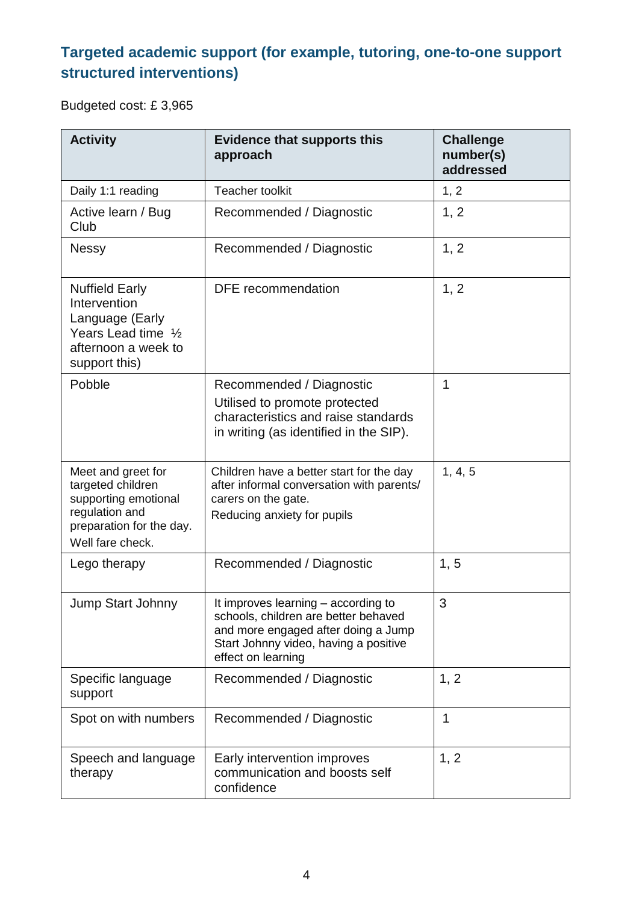## Targeted academic support (for example, tutoring, one-to-one support structured interventions)

Budgeted cost: £ 3,965

| Activity | Evidence that supports this approach | Challenge number(s) addressed |
|---|---|---|
| Daily 1:1 reading | Teacher toolkit | 1, 2 |
| Active learn / Bug Club | Recommended / Diagnostic | 1, 2 |
| Nessy | Recommended / Diagnostic | 1, 2 |
| Nuffield Early Intervention Language (Early Years Lead time ½ afternoon a week to support this) | DFE recommendation | 1, 2 |
| Pobble | Recommended / Diagnostic<br>Utilised to promote protected characteristics and raise standards in writing (as identified in the SIP). | 1 |
| Meet and greet for targeted children supporting emotional regulation and preparation for the day.<br>Well fare check. | Children have a better start for the day after informal conversation with parents/ carers on the gate.<br>Reducing anxiety for pupils | 1, 4, 5 |
| Lego therapy | Recommended / Diagnostic | 1, 5 |
| Jump Start Johnny | It improves learning – according to schools, children are better behaved and more engaged after doing a Jump Start Johnny video, having a positive effect on learning | 3 |
| Specific language support | Recommended / Diagnostic | 1, 2 |
| Spot on with numbers | Recommended / Diagnostic | 1 |
| Speech and language therapy | Early intervention improves communication and boosts self confidence | 1, 2 |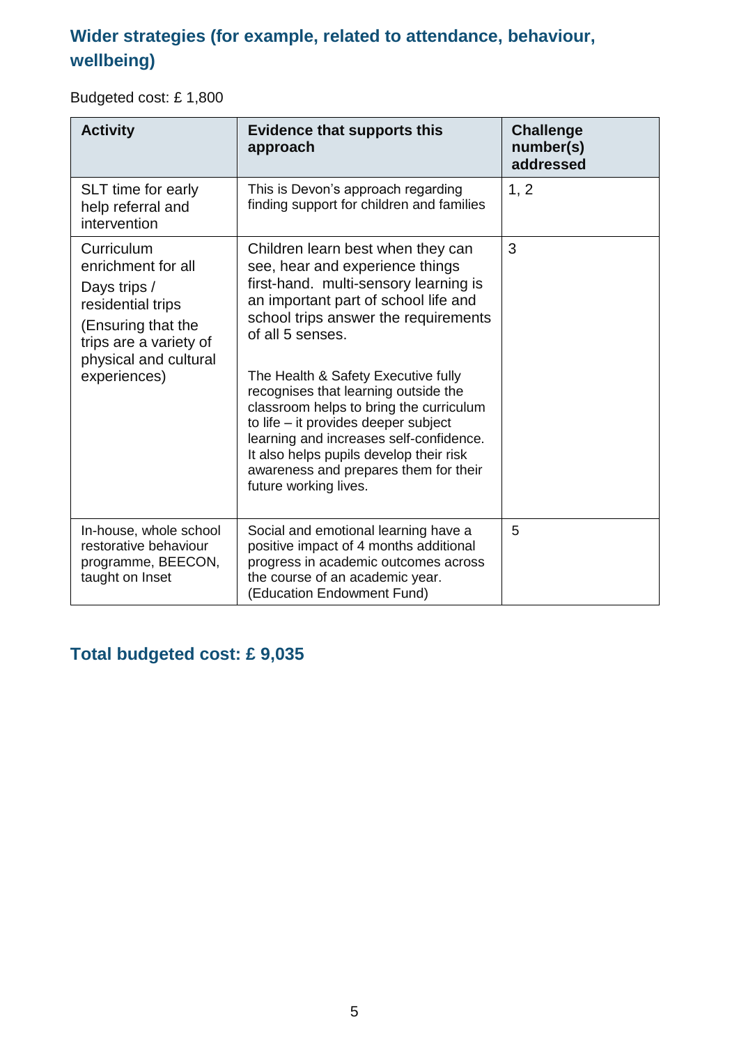## Wider strategies (for example, related to attendance, behaviour, wellbeing)

Budgeted cost: £ 1,800

| Activity | Evidence that supports this approach | Challenge number(s) addressed |
|---|---|---|
| SLT time for early help referral and intervention | This is Devon's approach regarding finding support for children and families | 1, 2 |
| Curriculum enrichment for all<br>Days trips / residential trips<br>(Ensuring that the trips are a variety of physical and cultural experiences) | Children learn best when they can see, hear and experience things first-hand. multi-sensory learning is an important part of school life and school trips answer the requirements of all 5 senses.<br><br>The Health & Safety Executive fully recognises that learning outside the classroom helps to bring the curriculum to life – it provides deeper subject learning and increases self-confidence. It also helps pupils develop their risk awareness and prepares them for their future working lives. | 3 |
| In-house, whole school restorative behaviour programme, BEECON, taught on Inset | Social and emotional learning have a positive impact of 4 months additional progress in academic outcomes across the course of an academic year. (Education Endowment Fund) | 5 |

## Total budgeted cost: £ 9,035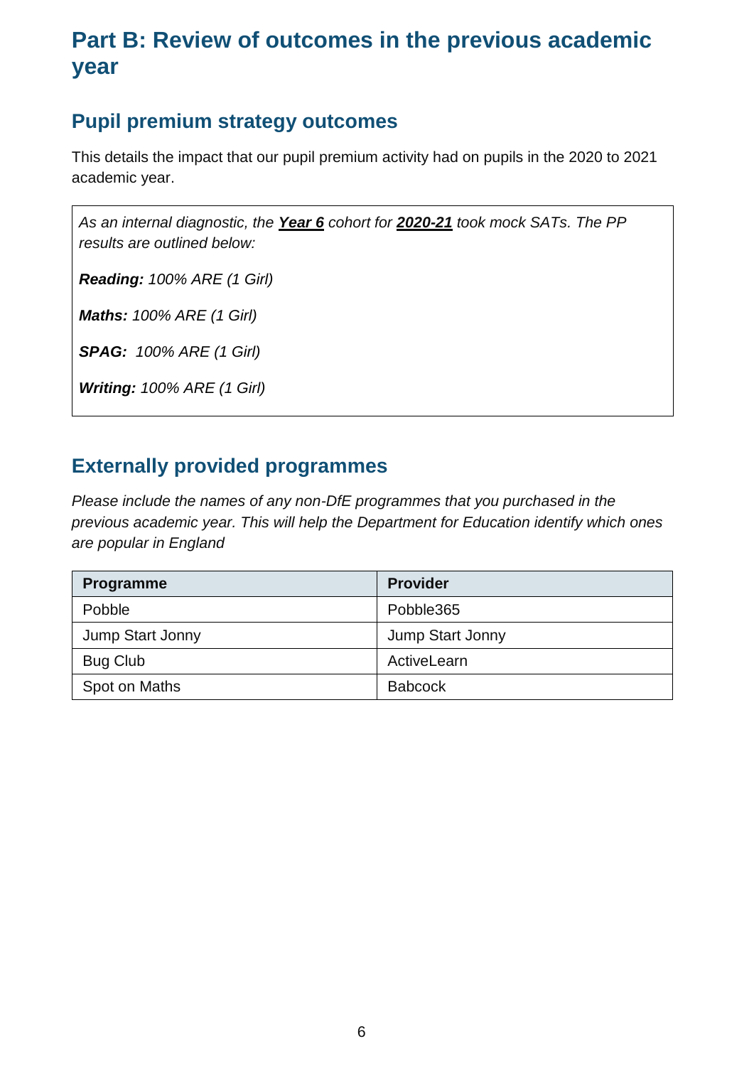# Part B: Review of outcomes in the previous academic year

## Pupil premium strategy outcomes

This details the impact that our pupil premium activity had on pupils in the 2020 to 2021 academic year.

*As an internal diagnostic, the* ***Year 6*** *cohort for* ***2020-21*** *took mock SATs. The PP results are outlined below:*

***Reading:*** *100% ARE (1 Girl)*

***Maths:*** *100% ARE (1 Girl)*

***SPAG:*** *100% ARE (1 Girl)*

***Writing:*** *100% ARE (1 Girl)*

## Externally provided programmes

*Please include the names of any non-DfE programmes that you purchased in the previous academic year. This will help the Department for Education identify which ones are popular in England*

| Programme | Provider |
|---|---|
| Pobble | Pobble365 |
| Jump Start Jonny | Jump Start Jonny |
| Bug Club | ActiveLearn |
| Spot on Maths | Babcock |